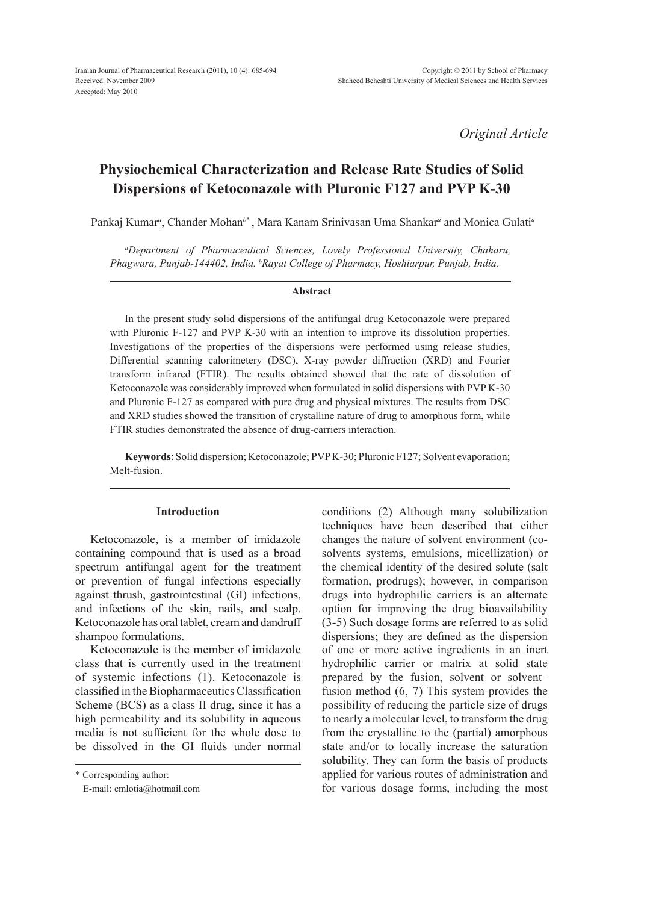*Original Article*

# Physiochemical Characterization and Release Rate Studies of Solid Dispersions of Ketoconazole with Pluronic F127 and PVP K-30

Pankaj Kumar[a], Chander Mohan[b*], Mara Kanam Srinivasan Uma Shankar[a] and Monica Gulati[a]

*[a]Department of Pharmaceutical Sciences, Lovely Professional University, Chaharu, Phagwara, Punjab-144402, India. [b]Rayat College of Pharmacy, Hoshiarpur, Punjab, India.*

## Abstract

In the present study solid dispersions of the antifungal drug Ketoconazole were prepared with Pluronic F-127 and PVP K-30 with an intention to improve its dissolution properties. Investigations of the properties of the dispersions were performed using release studies, Differential scanning calorimetery (DSC), X-ray powder diffraction (XRD) and Fourier transform infrared (FTIR). The results obtained showed that the rate of dissolution of Ketoconazole was considerably improved when formulated in solid dispersions with PVP K-30 and Pluronic F-127 as compared with pure drug and physical mixtures. The results from DSC and XRD studies showed the transition of crystalline nature of drug to amorphous form, while FTIR studies demonstrated the absence of drug-carriers interaction.

**Keywords**: Solid dispersion; Ketoconazole; PVP K-30; Pluronic F127; Solvent evaporation; Melt-fusion.

## Introduction

Ketoconazole, is a member of imidazole containing compound that is used as a broad spectrum antifungal agent for the treatment or prevention of fungal infections especially against thrush, gastrointestinal (GI) infections, and infections of the skin, nails, and scalp. Ketoconazole has oral tablet, cream and dandruff shampoo formulations.

Ketoconazole is the member of imidazole class that is currently used in the treatment of systemic infections (1). Ketoconazole is classified in the Biopharmaceutics Classification Scheme (BCS) as a class II drug, since it has a high permeability and its solubility in aqueous media is not sufficient for the whole dose to be dissolved in the GI fluids under normal conditions (2) Although many solubilization techniques have been described that either changes the nature of solvent environment (co-solvents systems, emulsions, micellization) or the chemical identity of the desired solute (salt formation, prodrugs); however, in comparison drugs into hydrophilic carriers is an alternate option for improving the drug bioavailability (3-5) Such dosage forms are referred to as solid dispersions; they are defined as the dispersion of one or more active ingredients in an inert hydrophilic carrier or matrix at solid state prepared by the fusion, solvent or solvent–fusion method (6, 7) This system provides the possibility of reducing the particle size of drugs to nearly a molecular level, to transform the drug from the crystalline to the (partial) amorphous state and/or to locally increase the saturation solubility. They can form the basis of products applied for various routes of administration and for various dosage forms, including the most

\* Corresponding author:

E-mail: cmlotia@hotmail.com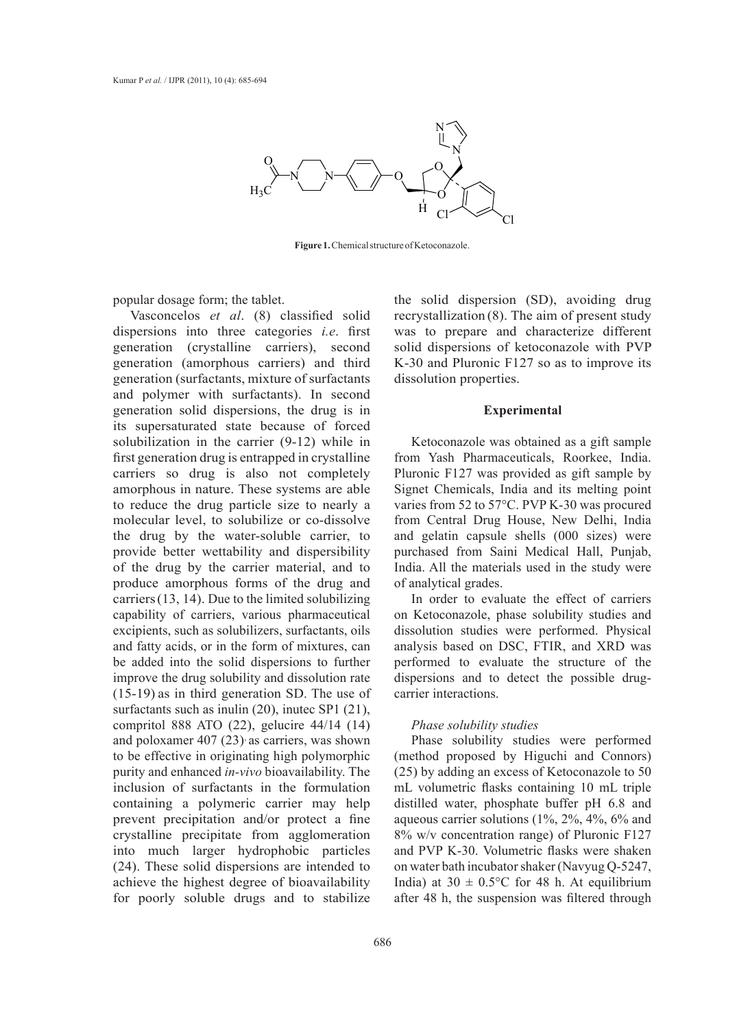**Figure 1.** Chemical structure of Ketoconazole.

popular dosage form; the tablet.

Vasconcelos *et al*. (8) classified solid dispersions into three categories *i.e*. first generation (crystalline carriers), second generation (amorphous carriers) and third generation (surfactants, mixture of surfactants and polymer with surfactants). In second generation solid dispersions, the drug is in its supersaturated state because of forced solubilization in the carrier (9-12) while in first generation drug is entrapped in crystalline carriers so drug is also not completely amorphous in nature. These systems are able to reduce the drug particle size to nearly a molecular level, to solubilize or co-dissolve the drug by the water-soluble carrier, to provide better wettability and dispersibility of the drug by the carrier material, and to produce amorphous forms of the drug and carriers (13, 14). Due to the limited solubilizing capability of carriers, various pharmaceutical excipients, such as solubilizers, surfactants, oils and fatty acids, or in the form of mixtures, can be added into the solid dispersions to further improve the drug solubility and dissolution rate (15-19) as in third generation SD. The use of surfactants such as inulin (20), inutec SP1 (21), compritol 888 ATO (22), gelucire 44/14 (14) and poloxamer 407 (23). as carriers, was shown to be effective in originating high polymorphic purity and enhanced *in-vivo* bioavailability. The inclusion of surfactants in the formulation containing a polymeric carrier may help prevent precipitation and/or protect a fine crystalline precipitate from agglomeration into much larger hydrophobic particles (24). These solid dispersions are intended to achieve the highest degree of bioavailability for poorly soluble drugs and to stabilize the solid dispersion (SD), avoiding drug recrystallization (8). The aim of present study was to prepare and characterize different solid dispersions of ketoconazole with PVP K-30 and Pluronic F127 so as to improve its dissolution properties.

## Experimental

Ketoconazole was obtained as a gift sample from Yash Pharmaceuticals, Roorkee, India. Pluronic F127 was provided as gift sample by Signet Chemicals, India and its melting point varies from 52 to 57°C. PVP K-30 was procured from Central Drug House, New Delhi, India and gelatin capsule shells (000 sizes) were purchased from Saini Medical Hall, Punjab, India. All the materials used in the study were of analytical grades.

In order to evaluate the effect of carriers on Ketoconazole, phase solubility studies and dissolution studies were performed. Physical analysis based on DSC, FTIR, and XRD was performed to evaluate the structure of the dispersions and to detect the possible drug-carrier interactions.

### *Phase solubility studies*

Phase solubility studies were performed (method proposed by Higuchi and Connors) (25) by adding an excess of Ketoconazole to 50 mL volumetric flasks containing 10 mL triple distilled water, phosphate buffer pH 6.8 and aqueous carrier solutions (1%, 2%, 4%, 6% and 8% w/v concentration range) of Pluronic F127 and PVP K-30. Volumetric flasks were shaken on water bath incubator shaker (Navyug Q-5247, India) at 30 ± 0.5°C for 48 h. At equilibrium after 48 h, the suspension was filtered through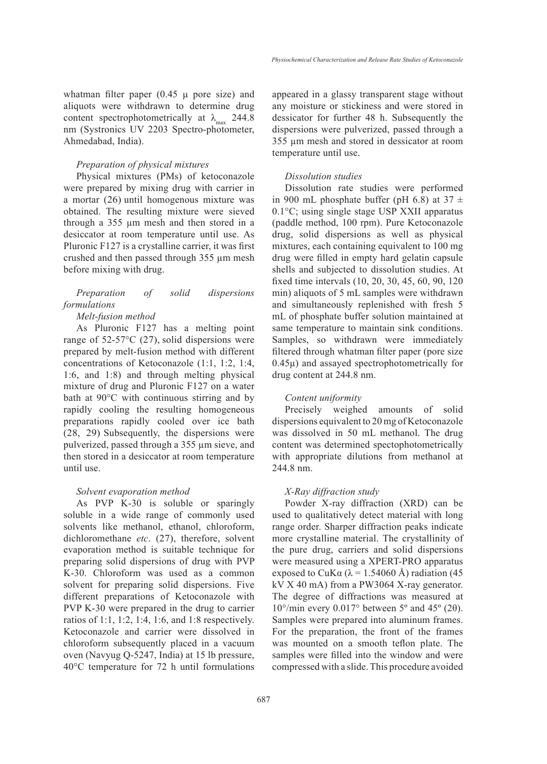whatman filter paper (0.45 µ pore size) and aliquots were withdrawn to determine drug content spectrophotometrically at $\lambda_{max}$ 244.8 nm (Systronics UV 2203 Spectro-photometer, Ahmedabad, India).

*Preparation of physical mixtures*

Physical mixtures (PMs) of ketoconazole were prepared by mixing drug with carrier in a mortar (26) until homogenous mixture was obtained. The resulting mixture were sieved through a 355 µm mesh and then stored in a desiccator at room temperature until use. As Pluronic F127 is a crystalline carrier, it was first crushed and then passed through 355 µm mesh before mixing with drug.

*Preparation of solid dispersions formulations*

*Melt-fusion method*

As Pluronic F127 has a melting point range of 52-57°C (27), solid dispersions were prepared by melt-fusion method with different concentrations of Ketoconazole (1:1, 1:2, 1:4, 1:6, and 1:8) and through melting physical mixture of drug and Pluronic F127 on a water bath at 90°C with continuous stirring and by rapidly cooling the resulting homogeneous preparations rapidly cooled over ice bath (28, 29) Subsequently, the dispersions were pulverized, passed through a 355 µm sieve, and then stored in a desiccator at room temperature until use.

*Solvent evaporation method*

As PVP K-30 is soluble or sparingly soluble in a wide range of commonly used solvents like methanol, ethanol, chloroform, dichloromethane *etc*. (27), therefore, solvent evaporation method is suitable technique for preparing solid dispersions of drug with PVP K-30. Chloroform was used as a common solvent for preparing solid dispersions. Five different preparations of Ketoconazole with PVP K-30 were prepared in the drug to carrier ratios of 1:1, 1:2, 1:4, 1:6, and 1:8 respectively. Ketoconazole and carrier were dissolved in chloroform subsequently placed in a vacuum oven (Navyug Q-5247, India) at 15 lb pressure, 40°C temperature for 72 h until formulations appeared in a glassy transparent stage without any moisture or stickiness and were stored in dessicator for further 48 h. Subsequently the dispersions were pulverized, passed through a 355 µm mesh and stored in dessicator at room temperature until use.

*Dissolution studies*

Dissolution rate studies were performed in 900 mL phosphate buffer (pH 6.8) at 37 ± 0.1°C; using single stage USP XXII apparatus (paddle method, 100 rpm). Pure Ketoconazole drug, solid dispersions as well as physical mixtures, each containing equivalent to 100 mg drug were filled in empty hard gelatin capsule shells and subjected to dissolution studies. At fixed time intervals (10, 20, 30, 45, 60, 90, 120 min) aliquots of 5 mL samples were withdrawn and simultaneously replenished with fresh 5 mL of phosphate buffer solution maintained at same temperature to maintain sink conditions. Samples, so withdrawn were immediately filtered through whatman filter paper (pore size 0.45µ) and assayed spectrophotometrically for drug content at 244.8 nm.

*Content uniformity*

Precisely weighed amounts of solid dispersions equivalent to 20 mg of Ketoconazole was dissolved in 50 mL methanol. The drug content was determined spectophotometrically with appropriate dilutions from methanol at 244.8 nm.

*X-Ray diffraction study*

Powder X-ray diffraction (XRD) can be used to qualitatively detect material with long range order. Sharper diffraction peaks indicate more crystalline material. The crystallinity of the pure drug, carriers and solid dispersions were measured using a XPERT-PRO apparatus exposed to CuKα (λ = 1.54060 Å) radiation (45 kV X 40 mA) from a PW3064 X-ray generator. The degree of diffractions was measured at 10°/min every 0.017° between 5º and 45º (2θ). Samples were prepared into aluminum frames. For the preparation, the front of the frames was mounted on a smooth teflon plate. The samples were filled into the window and were compressed with a slide. This procedure avoided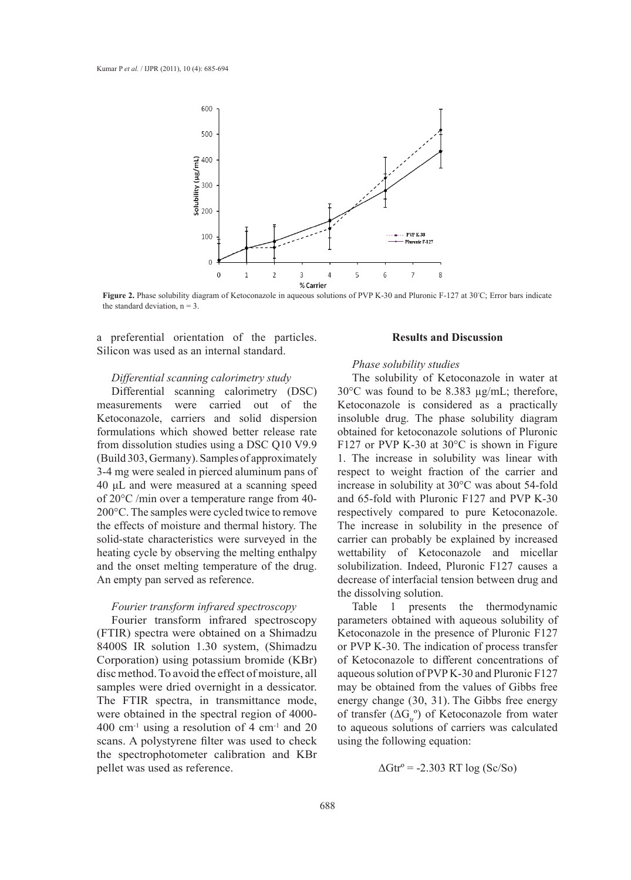**Figure 2.** Phase solubility diagram of Ketoconazole in aqueous solutions of PVP K-30 and Pluronic F-127 at 30°C; Error bars indicate the standard deviation, n = 3.

a preferential orientation of the particles. Silicon was used as an internal standard.

### *Differential scanning calorimetry study*

Differential scanning calorimetry (DSC) measurements were carried out of the Ketoconazole, carriers and solid dispersion formulations which showed better release rate from dissolution studies using a DSC Q10 V9.9 (Build 303, Germany). Samples of approximately 3-4 mg were sealed in pierced aluminum pans of 40 µL and were measured at a scanning speed of 20°C /min over a temperature range from 40-200°C. The samples were cycled twice to remove the effects of moisture and thermal history. The solid-state characteristics were surveyed in the heating cycle by observing the melting enthalpy and the onset melting temperature of the drug. An empty pan served as reference.

### *Fourier transform infrared spectroscopy*

Fourier transform infrared spectroscopy (FTIR) spectra were obtained on a Shimadzu 8400S IR solution 1.30 system, (Shimadzu Corporation) using potassium bromide (KBr) disc method. To avoid the effect of moisture, all samples were dried overnight in a dessicator. The FTIR spectra, in transmittance mode, were obtained in the spectral region of 4000-400 $cm^{-1}$ using a resolution of 4 $cm^{-1}$ and 20 scans. A polystyrene filter was used to check the spectrophotometer calibration and KBr pellet was used as reference.

## Results and Discussion

### *Phase solubility studies*

The solubility of Ketoconazole in water at 30°C was found to be 8.383 µg/mL; therefore, Ketoconazole is considered as a practically insoluble drug. The phase solubility diagram obtained for ketoconazole solutions of Pluronic F127 or PVP K-30 at 30°C is shown in Figure 1. The increase in solubility was linear with respect to weight fraction of the carrier and increase in solubility at 30°C was about 54-fold and 65-fold with Pluronic F127 and PVP K-30 respectively compared to pure Ketoconazole. The increase in solubility in the presence of carrier can probably be explained by increased wettability of Ketoconazole and micellar solubilization. Indeed, Pluronic F127 causes a decrease of interfacial tension between drug and the dissolving solution.

Table 1 presents the thermodynamic parameters obtained with aqueous solubility of Ketoconazole in the presence of Pluronic F127 or PVP K-30. The indication of process transfer of Ketoconazole to different concentrations of aqueous solution of PVP K-30 and Pluronic F127 may be obtained from the values of Gibbs free energy change (30, 31). The Gibbs free energy of transfer ($\Delta G_{tr}^{o}$) of Ketoconazole from water to aqueous solutions of carriers was calculated using the following equation:

$$\Delta G_{tr}^{o} = -2.303\ RT \log (Sc/So)$$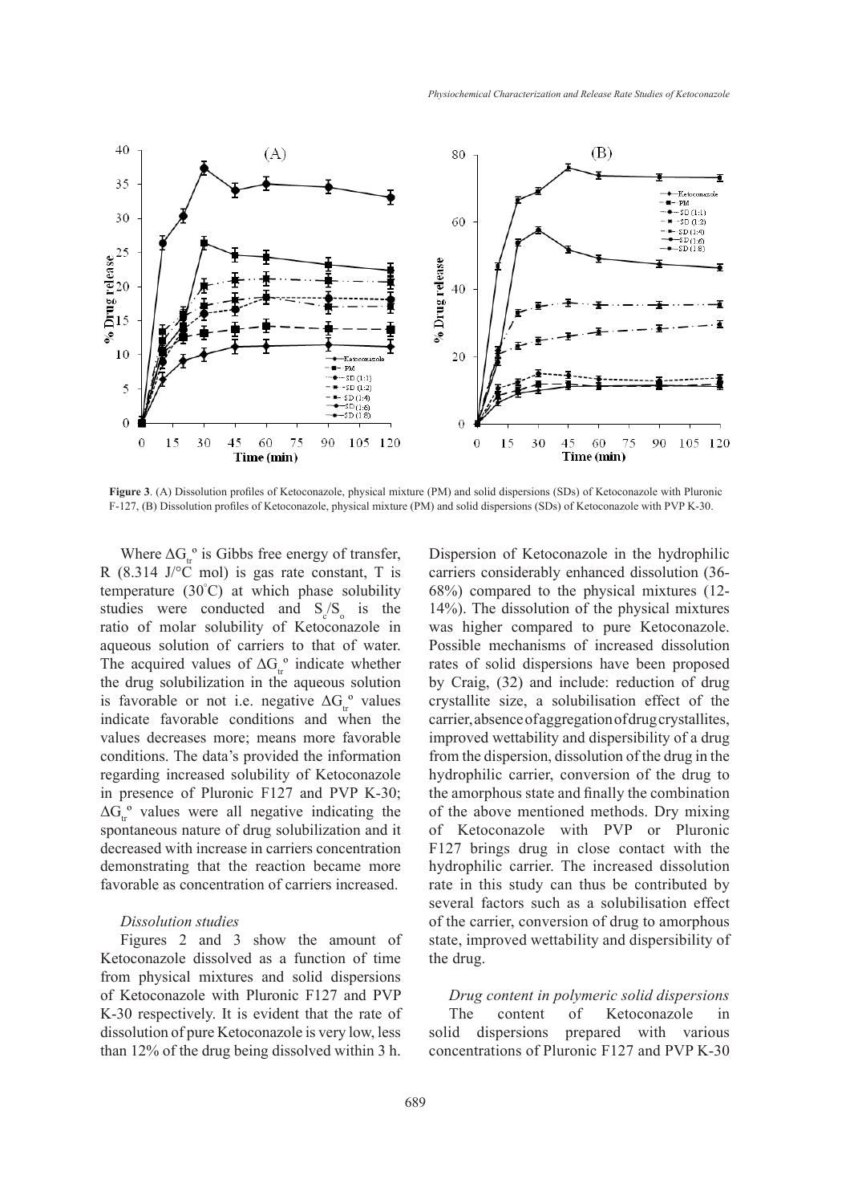Figure 3. (A) Dissolution profiles of Ketoconazole, physical mixture (PM) and solid dispersions (SDs) of Ketoconazole with Pluronic F-127, (B) Dissolution profiles of Ketoconazole, physical mixture (PM) and solid dispersions (SDs) of Ketoconazole with PVP K-30.

Where $\Delta G_{tr}^{o}$ is Gibbs free energy of transfer, R (8.314 J/°C mol) is gas rate constant, T is temperature (30°C) at which phase solubility studies were conducted and $S_c/S_o$ is the ratio of molar solubility of Ketoconazole in aqueous solution of carriers to that of water. The acquired values of $\Delta G_{tr}^{o}$ indicate whether the drug solubilization in the aqueous solution is favorable or not i.e. negative $\Delta G_{tr}^{o}$ values indicate favorable conditions and when the values decreases more; means more favorable conditions. The data's provided the information regarding increased solubility of Ketoconazole in presence of Pluronic F127 and PVP K-30; $\Delta G_{tr}^{o}$ values were all negative indicating the spontaneous nature of drug solubilization and it decreased with increase in carriers concentration demonstrating that the reaction became more favorable as concentration of carriers increased.

### *Dissolution studies*

Figures 2 and 3 show the amount of Ketoconazole dissolved as a function of time from physical mixtures and solid dispersions of Ketoconazole with Pluronic F127 and PVP K-30 respectively. It is evident that the rate of dissolution of pure Ketoconazole is very low, less than 12% of the drug being dissolved within 3 h. Dispersion of Ketoconazole in the hydrophilic carriers considerably enhanced dissolution (36-68%) compared to the physical mixtures (12-14%). The dissolution of the physical mixtures was higher compared to pure Ketoconazole. Possible mechanisms of increased dissolution rates of solid dispersions have been proposed by Craig, (32) and include: reduction of drug crystallite size, a solubilisation effect of the carrier, absence of aggregation of drug crystallites, improved wettability and dispersibility of a drug from the dispersion, dissolution of the drug in the hydrophilic carrier, conversion of the drug to the amorphous state and finally the combination of the above mentioned methods. Dry mixing of Ketoconazole with PVP or Pluronic F127 brings drug in close contact with the hydrophilic carrier. The increased dissolution rate in this study can thus be contributed by several factors such as a solubilisation effect of the carrier, conversion of drug to amorphous state, improved wettability and dispersibility of the drug.

### *Drug content in polymeric solid dispersions*

The content of Ketoconazole in solid dispersions prepared with various concentrations of Pluronic F127 and PVP K-30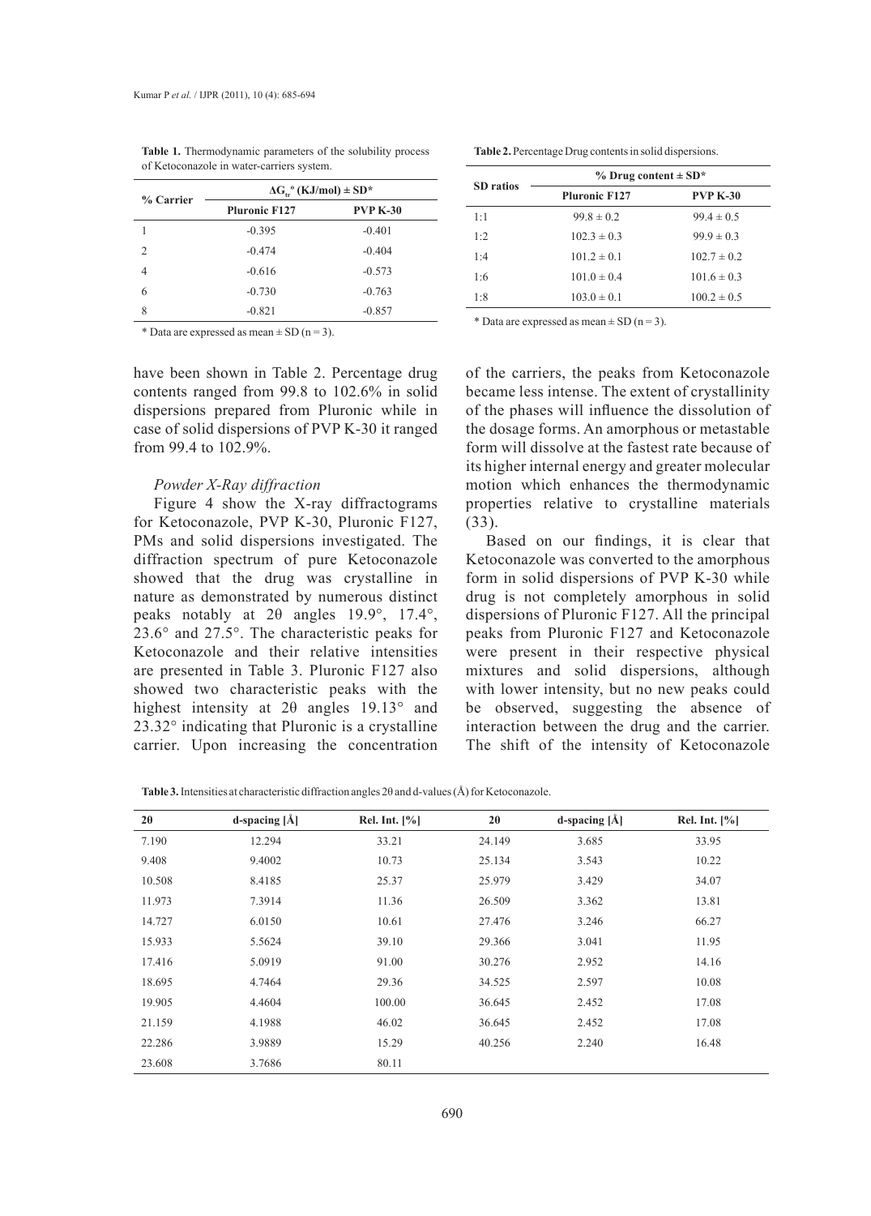**Table 1.** Thermodynamic parameters of the solubility process of Ketoconazole in water-carriers system.

| % Carrier | $\Delta G_{tr}°$ (KJ/mol) ± SD* | |
|---|---|---|
| | Pluronic F127 | PVP K-30 |
| 1 | -0.395 | -0.401 |
| 2 | -0.474 | -0.404 |
| 4 | -0.616 | -0.573 |
| 6 | -0.730 | -0.763 |
| 8 | -0.821 | -0.857 |

* Data are expressed as mean ± SD (n = 3).

**Table 2.** Percentage Drug contents in solid dispersions.

| SD ratios | % Drug content ± SD* | |
|---|---|---|
| | Pluronic F127 | PVP K-30 |
| 1:1 | 99.8 ± 0.2 | 99.4 ± 0.5 |
| 1:2 | 102.3 ± 0.3 | 99.9 ± 0.3 |
| 1:4 | 101.2 ± 0.1 | 102.7 ± 0.2 |
| 1:6 | 101.0 ± 0.4 | 101.6 ± 0.3 |
| 1:8 | 103.0 ± 0.1 | 100.2 ± 0.5 |

* Data are expressed as mean ± SD (n = 3).

have been shown in Table 2. Percentage drug contents ranged from 99.8 to 102.6% in solid dispersions prepared from Pluronic while in case of solid dispersions of PVP K-30 it ranged from 99.4 to 102.9%.

*Powder X-Ray diffraction*

Figure 4 show the X-ray diffractograms for Ketoconazole, PVP K-30, Pluronic F127, PMs and solid dispersions investigated. The diffraction spectrum of pure Ketoconazole showed that the drug was crystalline in nature as demonstrated by numerous distinct peaks notably at 2θ angles 19.9°, 17.4°, 23.6° and 27.5°. The characteristic peaks for Ketoconazole and their relative intensities are presented in Table 3. Pluronic F127 also showed two characteristic peaks with the highest intensity at 2θ angles 19.13° and 23.32° indicating that Pluronic is a crystalline carrier. Upon increasing the concentration of the carriers, the peaks from Ketoconazole became less intense. The extent of crystallinity of the phases will influence the dissolution of the dosage forms. An amorphous or metastable form will dissolve at the fastest rate because of its higher internal energy and greater molecular motion which enhances the thermodynamic properties relative to crystalline materials (33).

Based on our findings, it is clear that Ketoconazole was converted to the amorphous form in solid dispersions of PVP K-30 while drug is not completely amorphous in solid dispersions of Pluronic F127. All the principal peaks from Pluronic F127 and Ketoconazole were present in their respective physical mixtures and solid dispersions, although with lower intensity, but no new peaks could be observed, suggesting the absence of interaction between the drug and the carrier. The shift of the intensity of Ketoconazole

**Table 3.** Intensities at characteristic diffraction angles 2θ and d-values (Å) for Ketoconazole.

| 2θ | d-spacing [Å] | Rel. Int. [%] | 2θ | d-spacing [Å] | Rel. Int. [%] |
|---|---|---|---|---|---|
| 7.190 | 12.294 | 33.21 | 24.149 | 3.685 | 33.95 |
| 9.408 | 9.4002 | 10.73 | 25.134 | 3.543 | 10.22 |
| 10.508 | 8.4185 | 25.37 | 25.979 | 3.429 | 34.07 |
| 11.973 | 7.3914 | 11.36 | 26.509 | 3.362 | 13.81 |
| 14.727 | 6.0150 | 10.61 | 27.476 | 3.246 | 66.27 |
| 15.933 | 5.5624 | 39.10 | 29.366 | 3.041 | 11.95 |
| 17.416 | 5.0919 | 91.00 | 30.276 | 2.952 | 14.16 |
| 18.695 | 4.7464 | 29.36 | 34.525 | 2.597 | 10.08 |
| 19.905 | 4.4604 | 100.00 | 36.645 | 2.452 | 17.08 |
| 21.159 | 4.1988 | 46.02 | 36.645 | 2.452 | 17.08 |
| 22.286 | 3.9889 | 15.29 | 40.256 | 2.240 | 16.48 |
| 23.608 | 3.7686 | 80.11 | | | |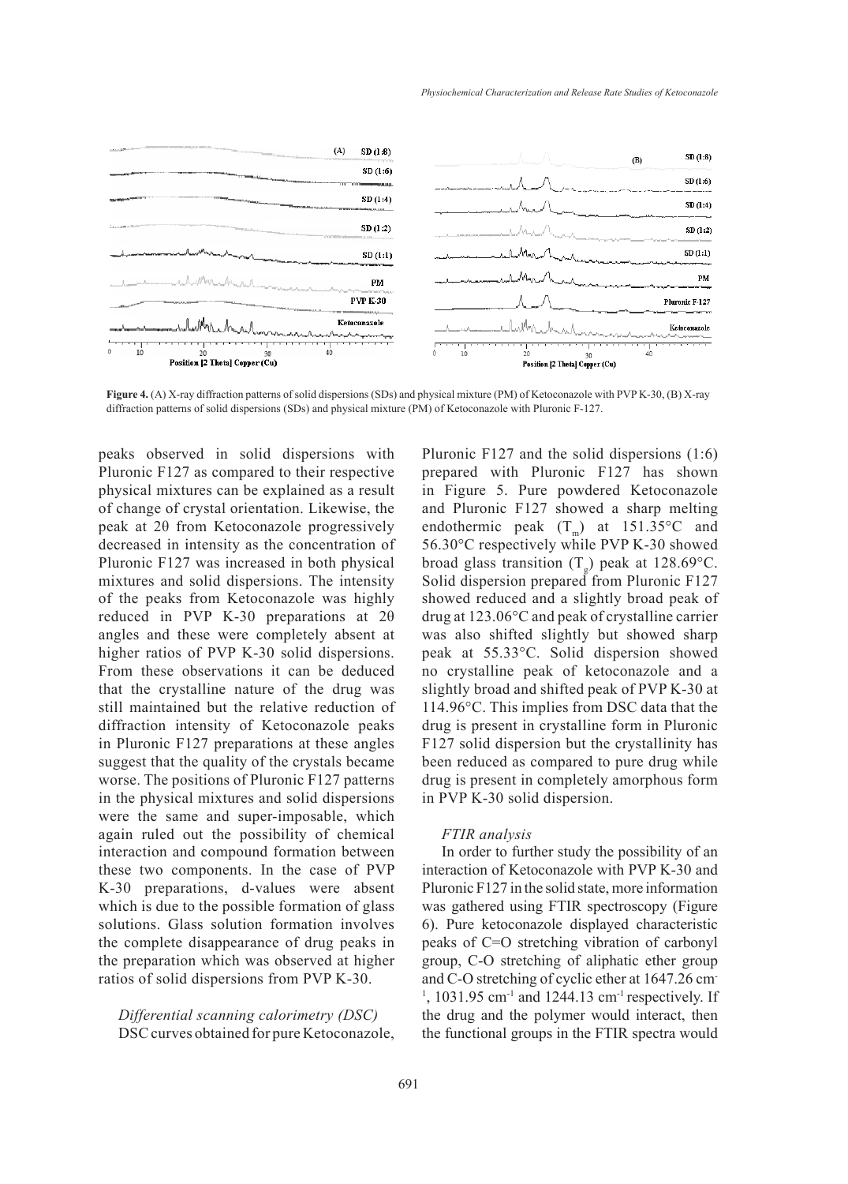**Figure 4.** (A) X-ray diffraction patterns of solid dispersions (SDs) and physical mixture (PM) of Ketoconazole with PVP K-30, (B) X-ray diffraction patterns of solid dispersions (SDs) and physical mixture (PM) of Ketoconazole with Pluronic F-127.

peaks observed in solid dispersions with Pluronic F127 as compared to their respective physical mixtures can be explained as a result of change of crystal orientation. Likewise, the peak at 2θ from Ketoconazole progressively decreased in intensity as the concentration of Pluronic F127 was increased in both physical mixtures and solid dispersions. The intensity of the peaks from Ketoconazole was highly reduced in PVP K-30 preparations at 2θ angles and these were completely absent at higher ratios of PVP K-30 solid dispersions. From these observations it can be deduced that the crystalline nature of the drug was still maintained but the relative reduction of diffraction intensity of Ketoconazole peaks in Pluronic F127 preparations at these angles suggest that the quality of the crystals became worse. The positions of Pluronic F127 patterns in the physical mixtures and solid dispersions were the same and super-imposable, which again ruled out the possibility of chemical interaction and compound formation between these two components. In the case of PVP K-30 preparations, d-values were absent which is due to the possible formation of glass solutions. Glass solution formation involves the complete disappearance of drug peaks in the preparation which was observed at higher ratios of solid dispersions from PVP K-30.

*Differential scanning calorimetry (DSC)*

DSC curves obtained for pure Ketoconazole, Pluronic F127 and the solid dispersions (1:6) prepared with Pluronic F127 has shown in Figure 5. Pure powdered Ketoconazole and Pluronic F127 showed a sharp melting endothermic peak ($T_m$) at 151.35°C and 56.30°C respectively while PVP K-30 showed broad glass transition ($T_g$) peak at 128.69°C. Solid dispersion prepared from Pluronic F127 showed reduced and a slightly broad peak of drug at 123.06°C and peak of crystalline carrier was also shifted slightly but showed sharp peak at 55.33°C. Solid dispersion showed no crystalline peak of ketoconazole and a slightly broad and shifted peak of PVP K-30 at 114.96°C. This implies from DSC data that the drug is present in crystalline form in Pluronic F127 solid dispersion but the crystallinity has been reduced as compared to pure drug while drug is present in completely amorphous form in PVP K-30 solid dispersion.

*FTIR analysis*

In order to further study the possibility of an interaction of Ketoconazole with PVP K-30 and Pluronic F127 in the solid state, more information was gathered using FTIR spectroscopy (Figure 6). Pure ketoconazole displayed characteristic peaks of C=O stretching vibration of carbonyl group, C-O stretching of aliphatic ether group and C-O stretching of cyclic ether at 1647.26 $cm^{-1}$, 1031.95 $cm^{-1}$ and 1244.13 $cm^{-1}$ respectively. If the drug and the polymer would interact, then the functional groups in the FTIR spectra would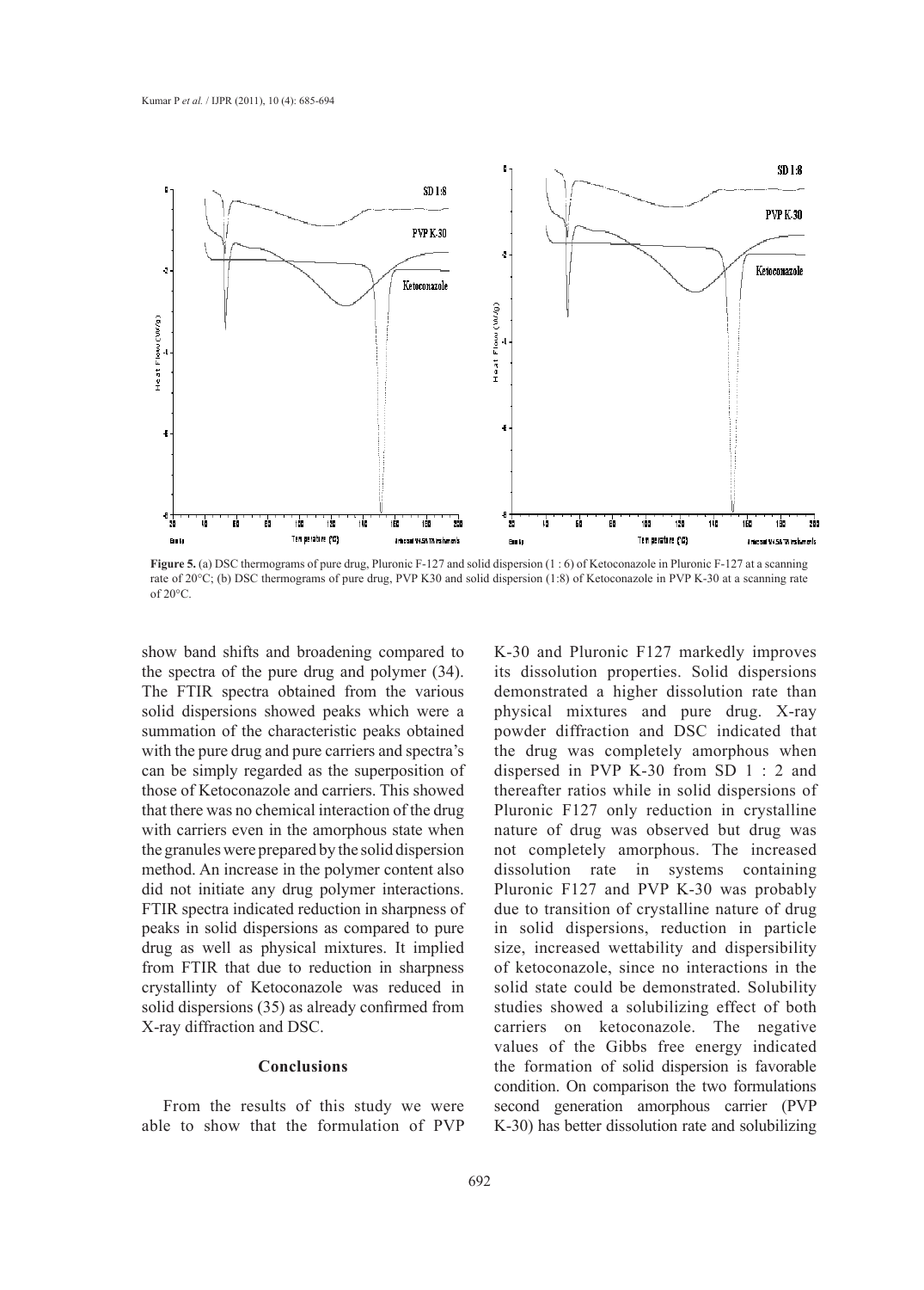**Figure 5.** (a) DSC thermograms of pure drug, Pluronic F-127 and solid dispersion (1 : 6) of Ketoconazole in Pluronic F-127 at a scanning rate of 20°C; (b) DSC thermograms of pure drug, PVP K30 and solid dispersion (1:8) of Ketoconazole in PVP K-30 at a scanning rate of 20°C.

show band shifts and broadening compared to the spectra of the pure drug and polymer (34). The FTIR spectra obtained from the various solid dispersions showed peaks which were a summation of the characteristic peaks obtained with the pure drug and pure carriers and spectra's can be simply regarded as the superposition of those of Ketoconazole and carriers. This showed that there was no chemical interaction of the drug with carriers even in the amorphous state when the granules were prepared by the solid dispersion method. An increase in the polymer content also did not initiate any drug polymer interactions. FTIR spectra indicated reduction in sharpness of peaks in solid dispersions as compared to pure drug as well as physical mixtures. It implied from FTIR that due to reduction in sharpness crystallinty of Ketoconazole was reduced in solid dispersions (35) as already confirmed from X-ray diffraction and DSC.

## Conclusions

From the results of this study we were able to show that the formulation of PVP K-30 and Pluronic F127 markedly improves its dissolution properties. Solid dispersions demonstrated a higher dissolution rate than physical mixtures and pure drug. X-ray powder diffraction and DSC indicated that the drug was completely amorphous when dispersed in PVP K-30 from SD 1 : 2 and thereafter ratios while in solid dispersions of Pluronic F127 only reduction in crystalline nature of drug was observed but drug was not completely amorphous. The increased dissolution rate in systems containing Pluronic F127 and PVP K-30 was probably due to transition of crystalline nature of drug in solid dispersions, reduction in particle size, increased wettability and dispersibility of ketoconazole, since no interactions in the solid state could be demonstrated. Solubility studies showed a solubilizing effect of both carriers on ketoconazole. The negative values of the Gibbs free energy indicated the formation of solid dispersion is favorable condition. On comparison the two formulations second generation amorphous carrier (PVP K-30) has better dissolution rate and solubilizing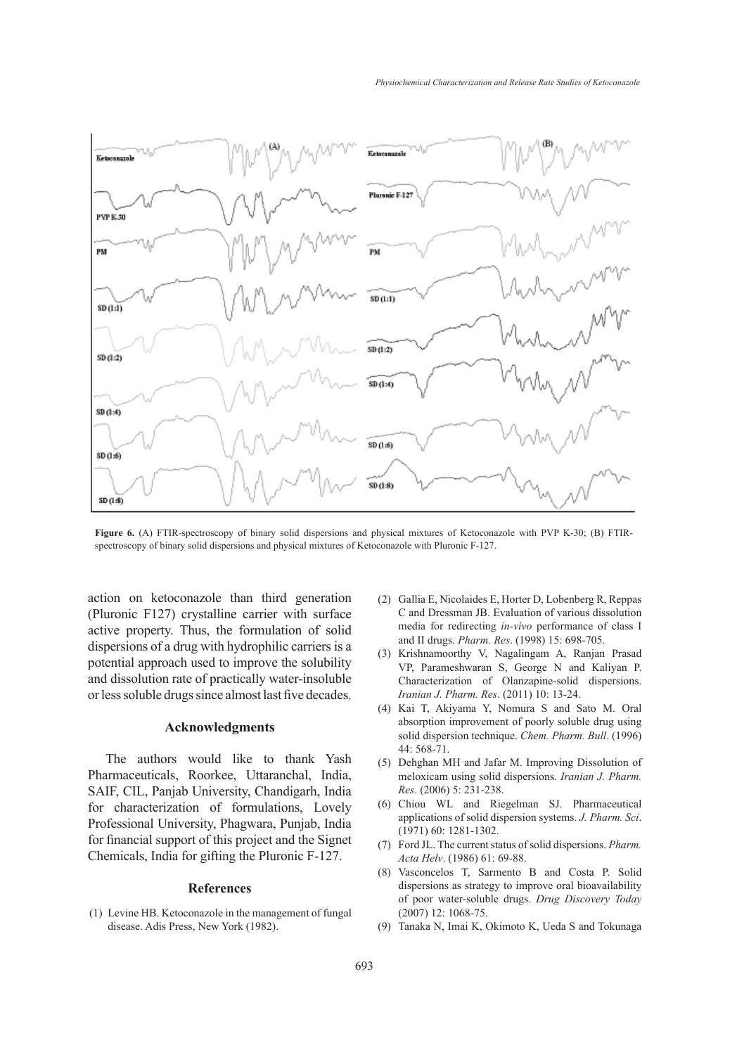**Figure 6.** (A) FTIR-spectroscopy of binary solid dispersions and physical mixtures of Ketoconazole with PVP K-30; (B) FTIR-spectroscopy of binary solid dispersions and physical mixtures of Ketoconazole with Pluronic F-127.

action on ketoconazole than third generation (Pluronic F127) crystalline carrier with surface active property. Thus, the formulation of solid dispersions of a drug with hydrophilic carriers is a potential approach used to improve the solubility and dissolution rate of practically water-insoluble or less soluble drugs since almost last five decades.

## Acknowledgments

The authors would like to thank Yash Pharmaceuticals, Roorkee, Uttaranchal, India, SAIF, CIL, Panjab University, Chandigarh, India for characterization of formulations, Lovely Professional University, Phagwara, Punjab, India for financial support of this project and the Signet Chemicals, India for gifting the Pluronic F-127.

## References

(1) Levine HB. Ketoconazole in the management of fungal disease. Adis Press, New York (1982).

(2) Gallia E, Nicolaides E, Horter D, Lobenberg R, Reppas C and Dressman JB. Evaluation of various dissolution media for redirecting *in-vivo* performance of class I and II drugs. *Pharm. Res*. (1998) 15: 698-705.

(3) Krishnamoorthy V, Nagalingam A, Ranjan Prasad VP, Parameshwaran S, George N and Kaliyan P. Characterization of Olanzapine-solid dispersions. *Iranian J. Pharm. Res*. (2011) 10: 13-24.

(4) Kai T, Akiyama Y, Nomura S and Sato M. Oral absorption improvement of poorly soluble drug using solid dispersion technique. *Chem. Pharm. Bull*. (1996) 44: 568-71.

(5) Dehghan MH and Jafar M. Improving Dissolution of meloxicam using solid dispersions. *Iranian J. Pharm. Res*. (2006) 5: 231-238.

(6) Chiou WL and Riegelman SJ. Pharmaceutical applications of solid dispersion systems. *J. Pharm. Sci*. (1971) 60: 1281-1302.

(7) Ford JL. The current status of solid dispersions. *Pharm. Acta Helv*. (1986) 61: 69-88.

(8) Vasconcelos T, Sarmento B and Costa P. Solid dispersions as strategy to improve oral bioavailability of poor water-soluble drugs. *Drug Discovery Today* (2007) 12: 1068-75.

(9) Tanaka N, Imai K, Okimoto K, Ueda S and Tokunaga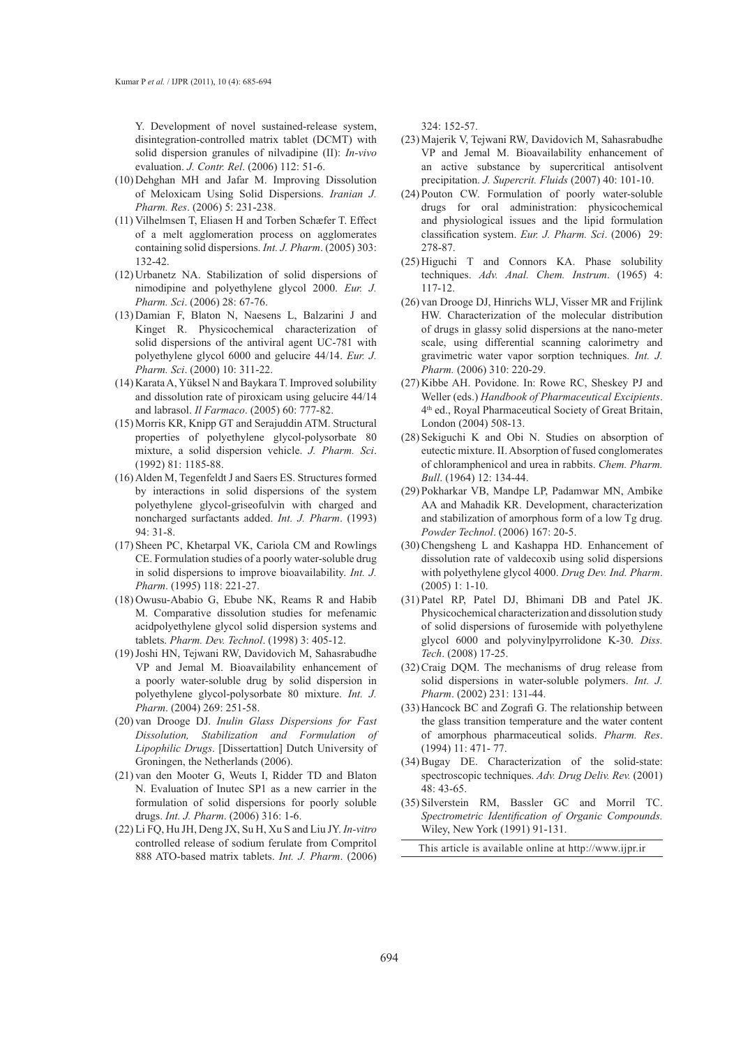Y. Development of novel sustained-release system, disintegration-controlled matrix tablet (DCMT) with solid dispersion granules of nilvadipine (II): *In-vivo* evaluation. *J. Contr. Rel*. (2006) 112: 51-6.

(10) Dehghan MH and Jafar M. Improving Dissolution of Meloxicam Using Solid Dispersions. *Iranian J. Pharm. Res*. (2006) 5: 231-238.

(11) Vilhelmsen T, Eliasen H and Torben Schæfer T. Effect of a melt agglomeration process on agglomerates containing solid dispersions. *Int. J. Pharm*. (2005) 303: 132-42.

(12) Urbanetz NA. Stabilization of solid dispersions of nimodipine and polyethylene glycol 2000. *Eur. J. Pharm. Sci*. (2006) 28: 67-76.

(13) Damian F, Blaton N, Naesens L, Balzarini J and Kinget R. Physicochemical characterization of solid dispersions of the antiviral agent UC-781 with polyethylene glycol 6000 and gelucire 44/14. *Eur. J. Pharm. Sci*. (2000) 10: 311-22.

(14) Karata A, Yüksel N and Baykara T. Improved solubility and dissolution rate of piroxicam using gelucire 44/14 and labrasol. *Il Farmaco*. (2005) 60: 777-82.

(15) Morris KR, Knipp GT and Serajuddin ATM. Structural properties of polyethylene glycol-polysorbate 80 mixture, a solid dispersion vehicle. *J. Pharm. Sci*. (1992) 81: 1185-88.

(16) Alden M, Tegenfeldt J and Saers ES. Structures formed by interactions in solid dispersions of the system polyethylene glycol-griseofulvin with charged and noncharged surfactants added. *Int. J. Pharm*. (1993) 94: 31-8.

(17) Sheen PC, Khetarpal VK, Cariola CM and Rowlings CE. Formulation studies of a poorly water-soluble drug in solid dispersions to improve bioavailability. *Int. J. Pharm*. (1995) 118: 221-27.

(18) Owusu-Ababio G, Ebube NK, Reams R and Habib M. Comparative dissolution studies for mefenamic acidpolyethylene glycol solid dispersion systems and tablets. *Pharm. Dev. Technol*. (1998) 3: 405-12.

(19) Joshi HN, Tejwani RW, Davidovich M, Sahasrabudhe VP and Jemal M. Bioavailability enhancement of a poorly water-soluble drug by solid dispersion in polyethylene glycol-polysorbate 80 mixture. *Int. J. Pharm*. (2004) 269: 251-58.

(20) van Drooge DJ. *Inulin Glass Dispersions for Fast Dissolution, Stabilization and Formulation of Lipophilic Drugs*. [Dissertattion] Dutch University of Groningen, the Netherlands (2006).

(21) van den Mooter G, Weuts I, Ridder TD and Blaton N. Evaluation of Inutec SP1 as a new carrier in the formulation of solid dispersions for poorly soluble drugs. *Int. J. Pharm*. (2006) 316: 1-6.

(22) Li FQ, Hu JH, Deng JX, Su H, Xu S and Liu JY. *In-vitro* controlled release of sodium ferulate from Compritol 888 ATO-based matrix tablets. *Int. J. Pharm*. (2006) 324: 152-57.

(23) Majerik V, Tejwani RW, Davidovich M, Sahasrabudhe VP and Jemal M. Bioavailability enhancement of an active substance by supercritical antisolvent precipitation. *J. Supercrit. Fluids* (2007) 40: 101-10.

(24) Pouton CW. Formulation of poorly water-soluble drugs for oral administration: physicochemical and physiological issues and the lipid formulation classification system. *Eur. J. Pharm. Sci*. (2006) 29: 278-87.

(25) Higuchi T and Connors KA. Phase solubility techniques. *Adv. Anal. Chem. Instrum*. (1965) 4: 117-12.

(26) van Drooge DJ, Hinrichs WLJ, Visser MR and Frijlink HW. Characterization of the molecular distribution of drugs in glassy solid dispersions at the nano-meter scale, using differential scanning calorimetry and gravimetric water vapor sorption techniques. *Int. J. Pharm.* (2006) 310: 220-29.

(27) Kibbe AH. Povidone. In: Rowe RC, Sheskey PJ and Weller (eds.) *Handbook of Pharmaceutical Excipients*. 4th ed., Royal Pharmaceutical Society of Great Britain, London (2004) 508-13.

(28) Sekiguchi K and Obi N. Studies on absorption of eutectic mixture. II. Absorption of fused conglomerates of chloramphenicol and urea in rabbits. *Chem. Pharm. Bull*. (1964) 12: 134-44.

(29) Pokharkar VB, Mandpe LP, Padamwar MN, Ambike AA and Mahadik KR. Development, characterization and stabilization of amorphous form of a low Tg drug. *Powder Technol*. (2006) 167: 20-5.

(30) Chengsheng L and Kashappa HD. Enhancement of dissolution rate of valdecoxib using solid dispersions with polyethylene glycol 4000. *Drug Dev. Ind. Pharm*. (2005) 1: 1-10.

(31) Patel RP, Patel DJ, Bhimani DB and Patel JK. Physicochemical characterization and dissolution study of solid dispersions of furosemide with polyethylene glycol 6000 and polyvinylpyrrolidone K-30. *Diss. Tech*. (2008) 17-25.

(32) Craig DQM. The mechanisms of drug release from solid dispersions in water-soluble polymers. *Int. J. Pharm*. (2002) 231: 131-44.

(33) Hancock BC and Zografi G. The relationship between the glass transition temperature and the water content of amorphous pharmaceutical solids. *Pharm. Res*. (1994) 11: 471- 77.

(34) Bugay DE. Characterization of the solid-state: spectroscopic techniques. *Adv. Drug Deliv. Rev.* (2001) 48: 43-65.

(35) Silverstein RM, Bassler GC and Morril TC. *Spectrometric Identification of Organic Compounds.* Wiley, New York (1991) 91-131.

This article is available online at http://www.ijpr.ir